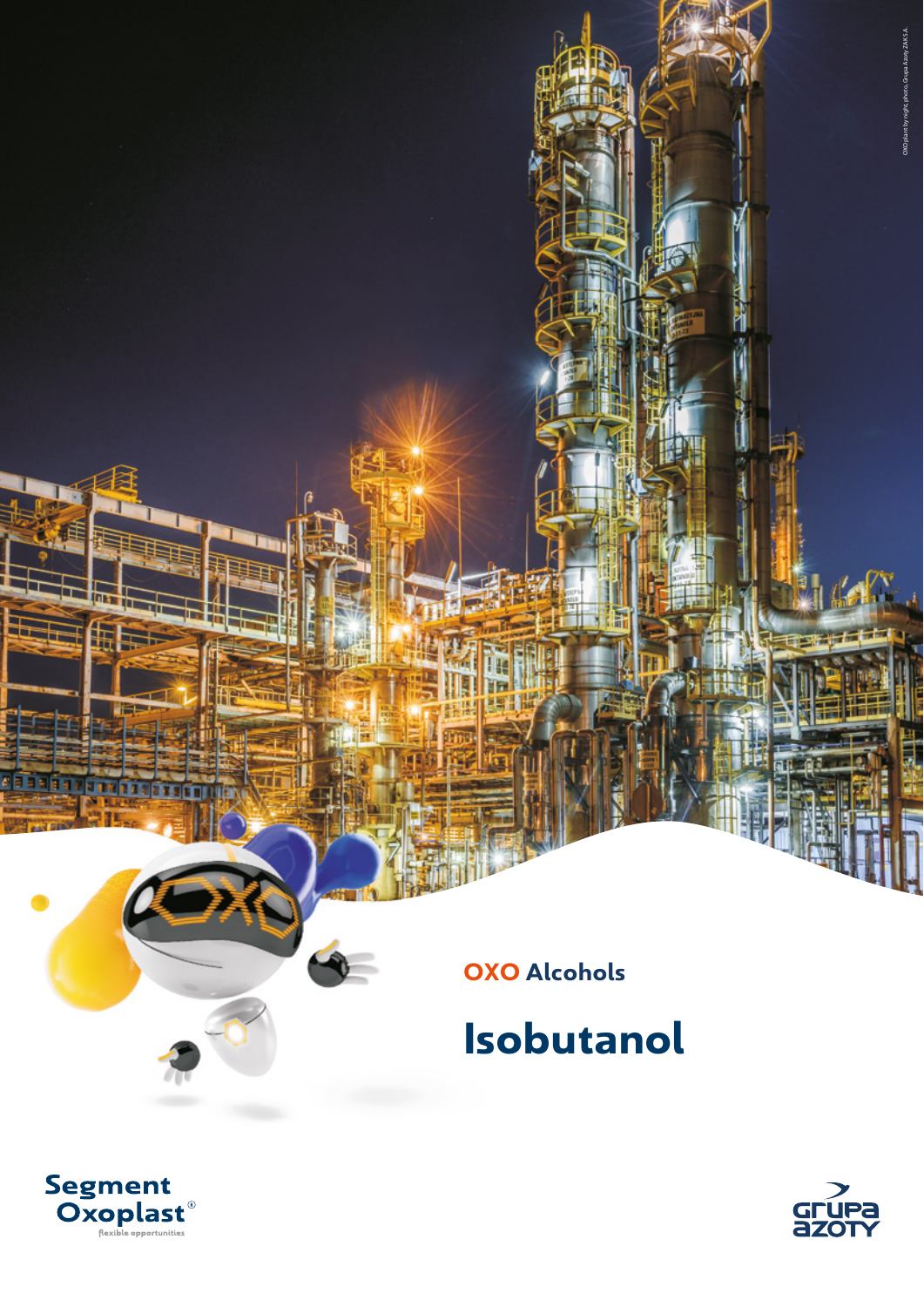OXO plant by night, photo, Grupa Azoty ZAK S.A.

**OXO** Alcohols

# Isobutanol

Segment Oxoplast®
flexible opportunities

grupa azoty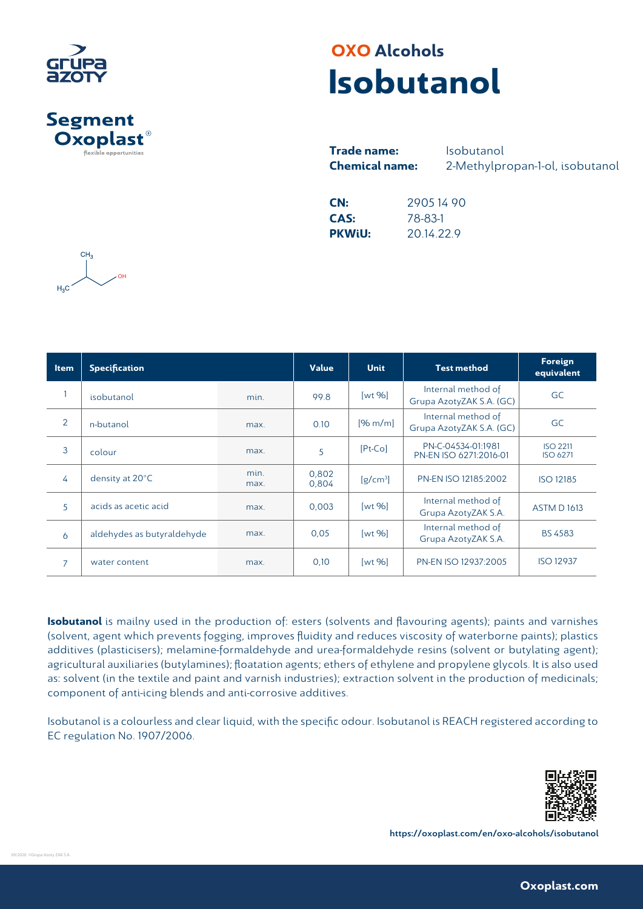Segment Oxoplast®

flexible opportunities

# OXO Alcohols

# Isobutanol

**Trade name:** Isobutanol
**Chemical name:** 2-Methylpropan-1-ol, isobutanol

**CN:** 2905 14 90
**CAS:** 78-83-1
**PKWiU:** 20.14.22.9

| Item | Specification | | Value | Unit | Test method | Foreign equivalent |
|---|---|---|---|---|---|---|
| 1 | isobutanol | min. | 99.8 | [wt %] | Internal method of Grupa AzotyZAK S.A. (GC) | GC |
| 2 | n-butanol | max. | 0.10 | [% m/m] | Internal method of Grupa AzotyZAK S.A. (GC) | GC |
| 3 | colour | max. | 5 | [Pt-Co] | PN-C-04534-01:1981 PN-EN ISO 6271:2016-01 | ISO 2211 ISO 6271 |
| 4 | density at 20°C | min. max. | 0,802 0,804 | [g/cm³] | PN-EN ISO 12185:2002 | ISO 12185 |
| 5 | acids as acetic acid | max. | 0,003 | [wt %] | Internal method of Grupa AzotyZAK S.A. | ASTM D 1613 |
| 6 | aldehydes as butyraldehyde | max. | 0,05 | [wt %] | Internal method of Grupa AzotyZAK S.A. | BS 4583 |
| 7 | water content | max. | 0,10 | [wt %] | PN-EN ISO 12937:2005 | ISO 12937 |

**Isobutanol** is mailny used in the production of: esters (solvents and flavouring agents); paints and varnishes (solvent, agent which prevents fogging, improves fluidity and reduces viscosity of waterborne paints); plastics additives (plasticisers); melamine-formaldehyde and urea-formaldehyde resins (solvent or butylating agent); agricultural auxiliaries (butylamines); floatation agents; ethers of ethylene and propylene glycols. It is also used as: solvent (in the textile and paint and varnish industries); extraction solvent in the production of medicinals; component of anti-icing blends and anti-corrosive additives.

Isobutanol is a colourless and clear liquid, with the specific odour. Isobutanol is REACH registered according to EC regulation No. 1907/2006.

https://oxoplast.com/en/oxo-alcohols/isobutanol

09/2020 ©Grupa Azoty ZAK S.A.

Oxoplast.com